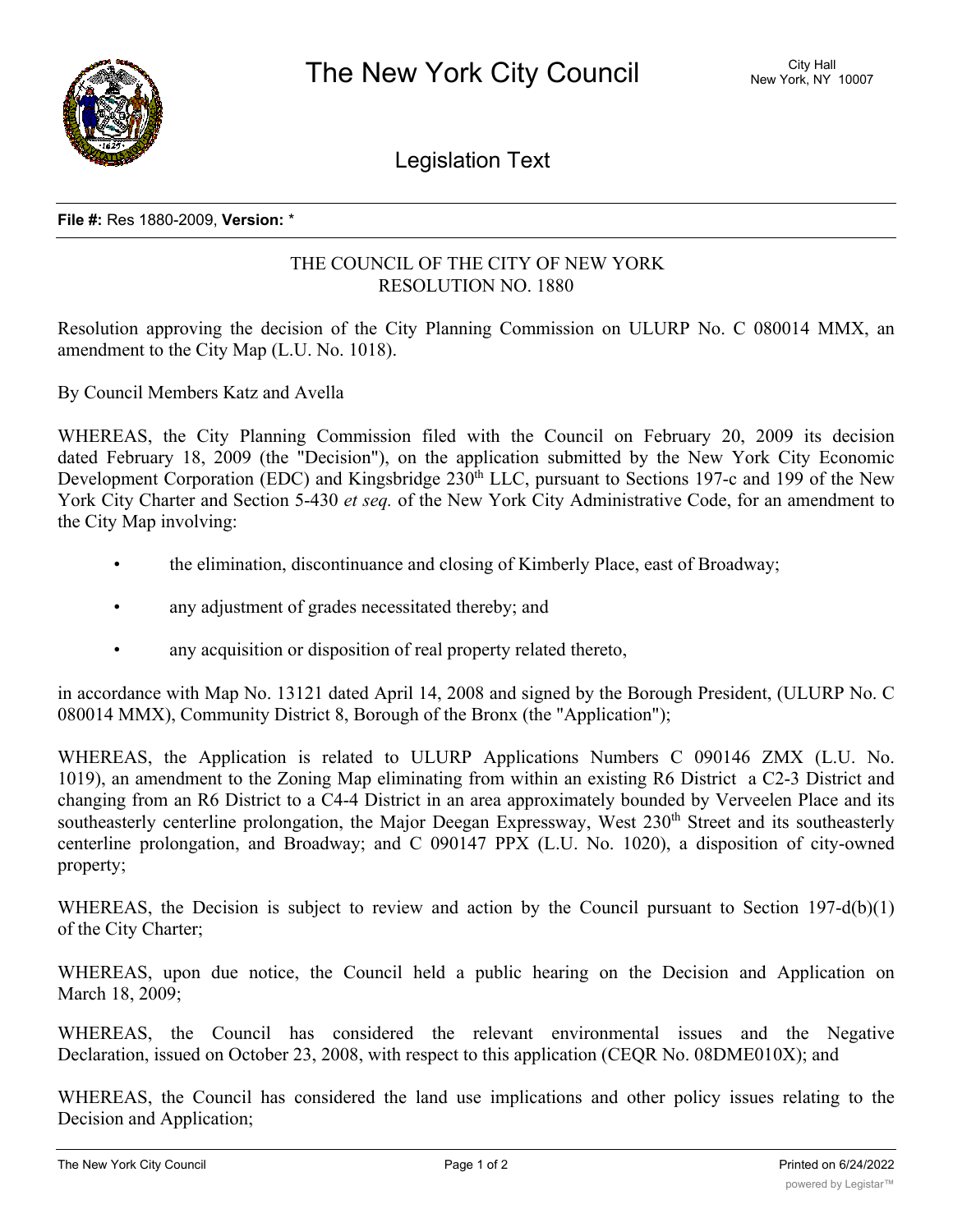# The New York City Council

City Hall
New York, NY 10007

## Legislation Text

**File #:** Res 1880-2009, **Version:** *

THE COUNCIL OF THE CITY OF NEW YORK
RESOLUTION NO. 1880

Resolution approving the decision of the City Planning Commission on ULURP No. C 080014 MMX, an amendment to the City Map (L.U. No. 1018).

By Council Members Katz and Avella

WHEREAS, the City Planning Commission filed with the Council on February 20, 2009 its decision dated February 18, 2009 (the "Decision"), on the application submitted by the New York City Economic Development Corporation (EDC) and Kingsbridge 230th LLC, pursuant to Sections 197-c and 199 of the New York City Charter and Section 5-430 *et seq.* of the New York City Administrative Code, for an amendment to the City Map involving:

- the elimination, discontinuance and closing of Kimberly Place, east of Broadway;
- any adjustment of grades necessitated thereby; and
- any acquisition or disposition of real property related thereto,

in accordance with Map No. 13121 dated April 14, 2008 and signed by the Borough President, (ULURP No. C 080014 MMX), Community District 8, Borough of the Bronx (the "Application");

WHEREAS, the Application is related to ULURP Applications Numbers C 090146 ZMX (L.U. No. 1019), an amendment to the Zoning Map eliminating from within an existing R6 District a C2-3 District and changing from an R6 District to a C4-4 District in an area approximately bounded by Verveelen Place and its southeasterly centerline prolongation, the Major Deegan Expressway, West 230th Street and its southeasterly centerline prolongation, and Broadway; and C 090147 PPX (L.U. No. 1020), a disposition of city-owned property;

WHEREAS, the Decision is subject to review and action by the Council pursuant to Section 197-d(b)(1) of the City Charter;

WHEREAS, upon due notice, the Council held a public hearing on the Decision and Application on March 18, 2009;

WHEREAS, the Council has considered the relevant environmental issues and the Negative Declaration, issued on October 23, 2008, with respect to this application (CEQR No. 08DME010X); and

WHEREAS, the Council has considered the land use implications and other policy issues relating to the Decision and Application;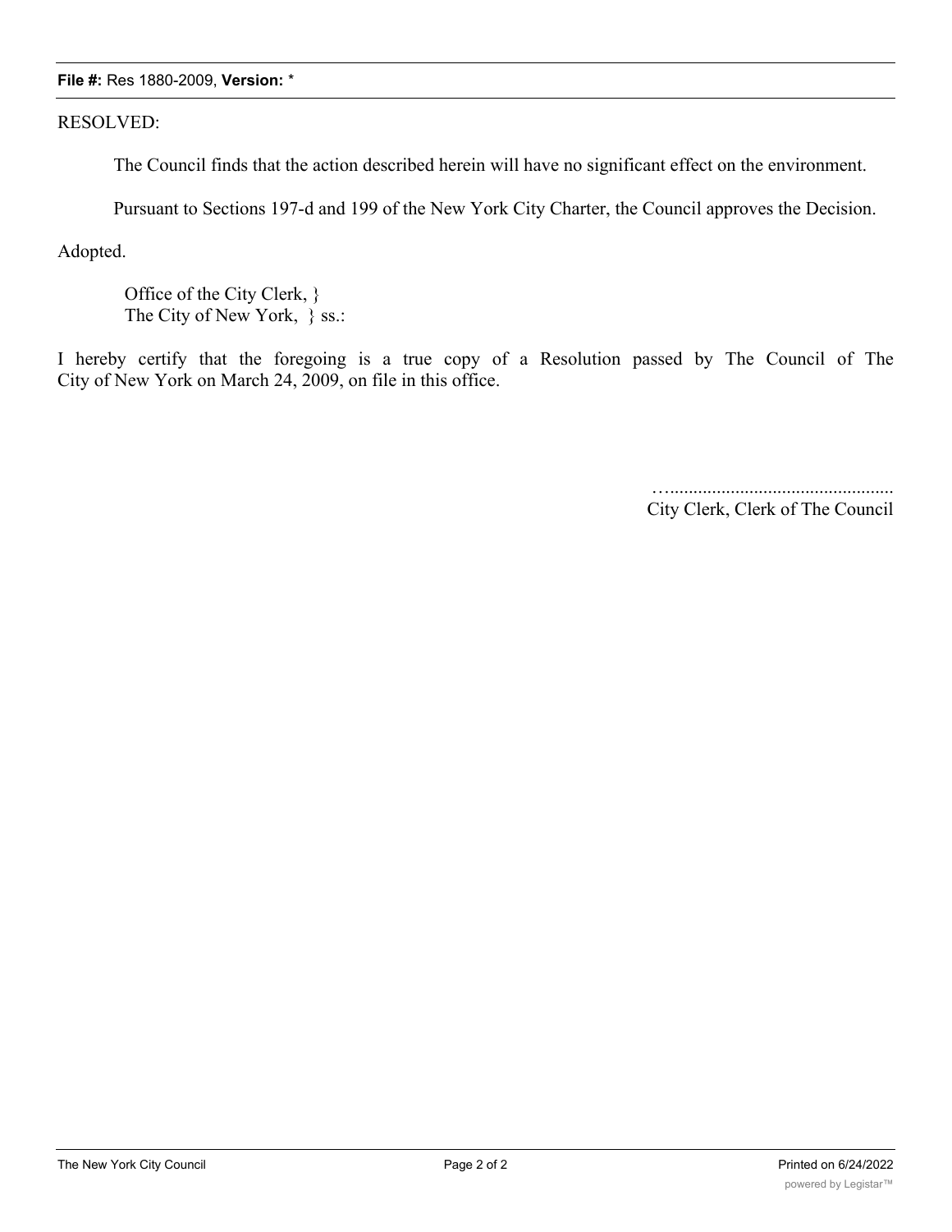RESOLVED:

The Council finds that the action described herein will have no significant effect on the environment.

Pursuant to Sections 197-d and 199 of the New York City Charter, the Council approves the Decision.

Adopted.

Office of the City Clerk, }
The City of New York, } ss.:

I hereby certify that the foregoing is a true copy of a Resolution passed by The Council of The City of New York on March 24, 2009, on file in this office.

…..............................................
City Clerk, Clerk of The Council